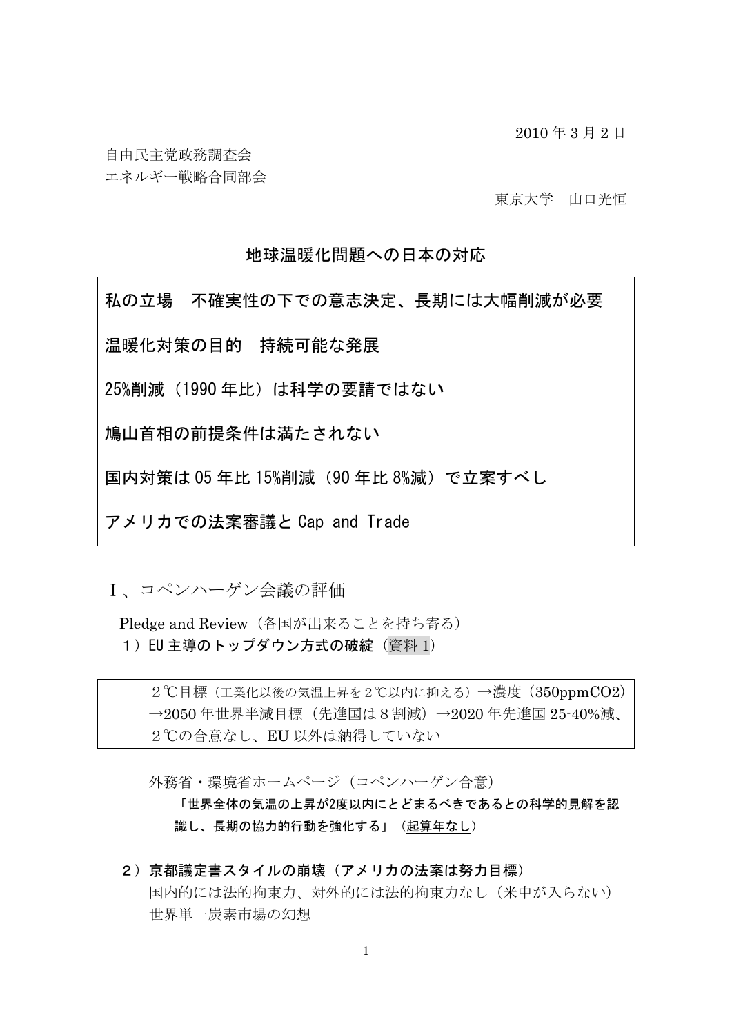2010 年 3 月 2 日

自由民主党政務調査会
エネルギー戦略合同部会

東京大学　山口光恒

## 地球温暖化問題への日本の対応

> 私の立場　不確実性の下での意志決定、長期には大幅削減が必要
>
> 温暖化対策の目的　持続可能な発展
>
> 25%削減（1990 年比）は科学の要請ではない
>
> 鳩山首相の前提条件は満たされない
>
> 国内対策は 05 年比 15%削減（90 年比 8%減）で立案すべし
>
> アメリカでの法案審議と Cap and Trade

## Ｉ、コペンハーゲン会議の評価

Pledge and Review（各国が出来ることを持ち寄る）

**１）EU 主導のトップダウン方式の破綻**（資料 1）

> ２℃目標（工業化以後の気温上昇を２℃以内に抑える）→濃度（350ppm$CO_2$）→2050 年世界半減目標（先進国は８割減）→2020 年先進国 25-40%減、２℃の合意なし、EU 以外は納得していない

外務省・環境省ホームページ（コペンハーゲン合意）

**「世界全体の気温の上昇が2度以内にとどまるべきであるとの科学的見解を認識し、長期の協力的行動を強化する」**（<u>起算年なし</u>）

**２）京都議定書スタイルの崩壊（アメリカの法案は努力目標）**

国内的には法的拘束力、対外的には法的拘束力なし（米中が入らない）

世界単一炭素市場の幻想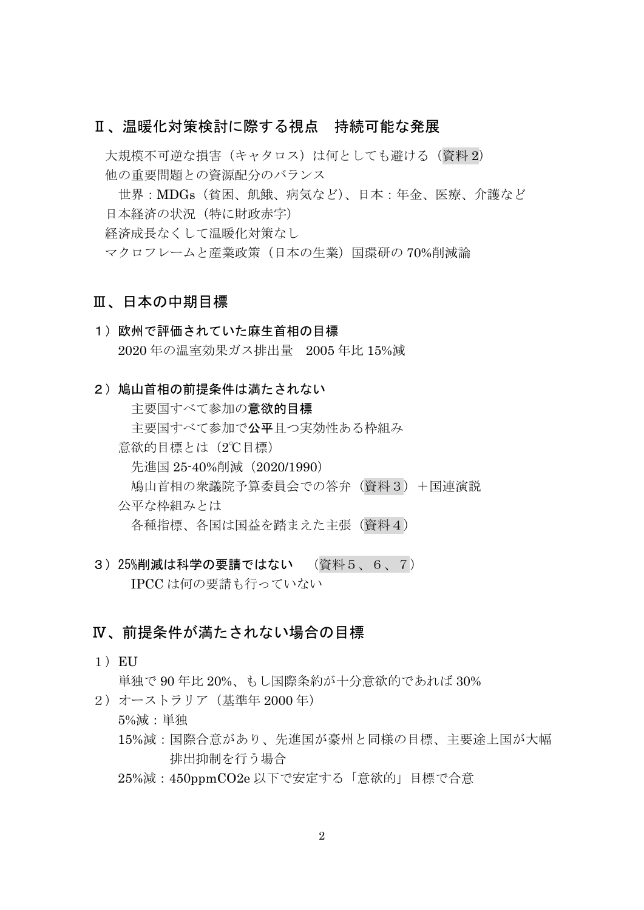## Ⅱ、温暖化対策検討に際する視点　持続可能な発展

大規模不可逆な損害（キャタロス）は何としても避ける（資料 2）

他の重要問題との資源配分のバランス

　世界：MDGs（貧困、飢餓、病気など）、日本：年金、医療、介護など

日本経済の状況（特に財政赤字）

経済成長なくして温暖化対策なし

マクロフレームと産業政策（日本の生業）国環研の 70%削減論

## Ⅲ、日本の中期目標

**１）欧州で評価されていた麻生首相の目標**

2020 年の温室効果ガス排出量　2005 年比 15%減

**２）鳩山首相の前提条件は満たされない**

　主要国すべて参加の**意欲的目標**

　主要国すべて参加で**公平**且つ実効性ある枠組み

意欲的目標とは（2℃目標）

　先進国 25-40%削減（2020/1990）

　鳩山首相の衆議院予算委員会での答弁（資料３）＋国連演説

公平な枠組みとは

　各種指標、各国は国益を踏まえた主張（資料４）

**３）25%削減は科学の要請ではない**　（資料５、６、７）

　IPCC は何の要請も行っていない

## Ⅳ、前提条件が満たされない場合の目標

１）EU

単独で 90 年比 20%、もし国際条約が十分意欲的であれば 30%

２）オーストラリア（基準年 2000 年）

5%減：単独

15%減：国際合意があり、先進国が豪州と同様の目標、主要途上国が大幅排出抑制を行う場合

25%減：450ppmCO2e 以下で安定する「意欲的」目標で合意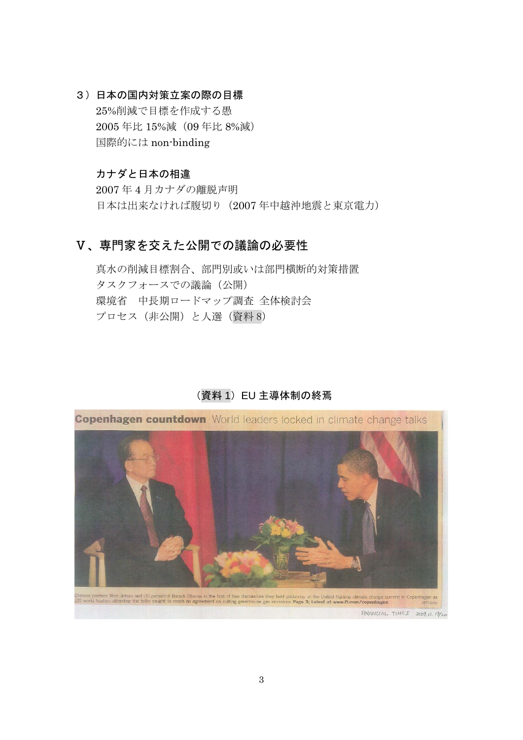### ３）日本の国内対策立案の際の目標

25%削減で目標を作成する愚

2005 年比 15%減（09 年比 8%減）

国際的には non-binding

### カナダと日本の相違

2007 年 4 月カナダの離脱声明

日本は出来なければ腹切り（2007 年中越沖地震と東京電力）

## Ⅴ、専門家を交えた公開での議論の必要性

真水の削減目標割合、部門別或いは部門横断的対策措置

タスクフォースでの議論（公開）

環境省　中長期ロードマップ調査 全体検討会

プロセス（非公開）と人選（資料 8）

（資料 1）EU 主導体制の終焉

Copenhagen countdown World leaders locked in climate change talks

Chinese premier Wen Jiabao and US president Barack Obama in the first of two discussions they held yesterday at the United Nations climate change summit in Copenhagen as 120 world leaders attending the talks sought to reach an agreement on cutting greenhouse gas emissions Page 3; Latest at www.ft.com/copenhagen

AFP/Getty

FINANCIAL TIMES 2009.12.19/20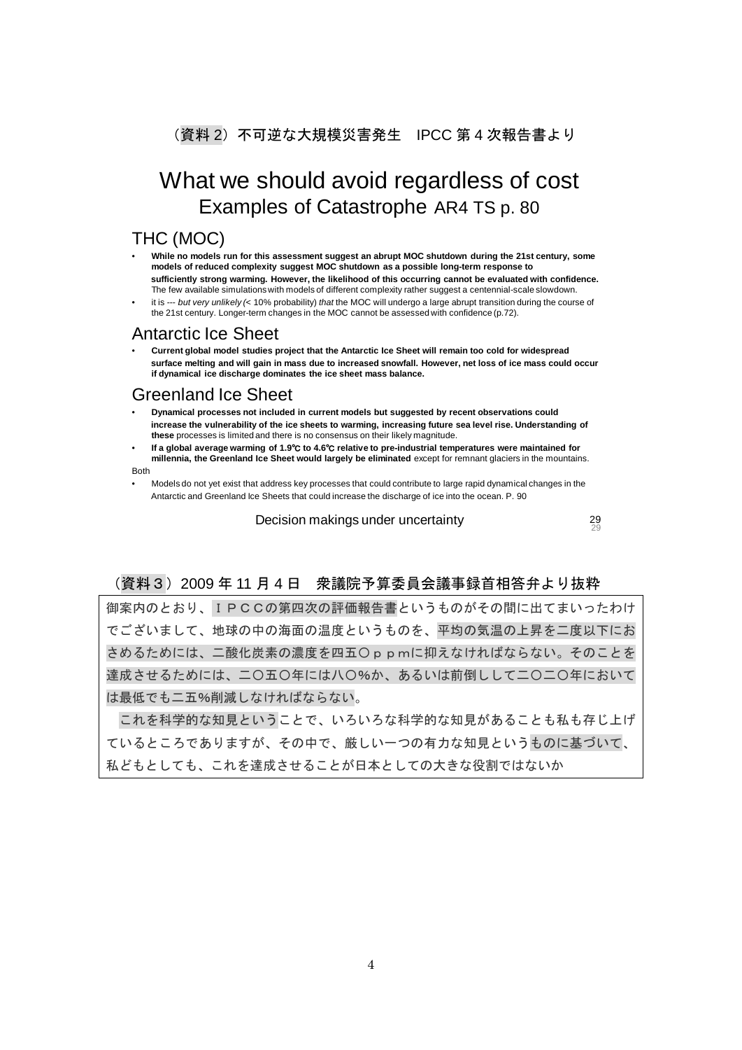（資料 2）不可逆な大規模災害発生　IPCC 第 4 次報告書より

# What we should avoid regardless of cost

## Examples of Catastrophe AR4 TS p. 80

### THC (MOC)

- **While no models run for this assessment suggest an abrupt MOC shutdown during the 21st century, some models of reduced complexity suggest MOC shutdown as a possible long-term response to sufficiently strong warming. However, the likelihood of this occurring cannot be evaluated with confidence.** The few available simulations with models of different complexity rather suggest a centennial-scale slowdown.
- it is --- *but very unlikely (*< 10% probability) *that* the MOC will undergo a large abrupt transition during the course of the 21st century. Longer-term changes in the MOC cannot be assessed with confidence (p.72).

### Antarctic Ice Sheet

- **Current global model studies project that the Antarctic Ice Sheet will remain too cold for widespread surface melting and will gain in mass due to increased snowfall. However, net loss of ice mass could occur if dynamical ice discharge dominates the ice sheet mass balance.**

### Greenland Ice Sheet

- **Dynamical processes not included in current models but suggested by recent observations could increase the vulnerability of the ice sheets to warming, increasing future sea level rise. Understanding of these** processes is limited and there is no consensus on their likely magnitude.
- **If a global average warming of 1.9℃ to 4.6℃ relative to pre-industrial temperatures were maintained for millennia, the Greenland Ice Sheet would largely be eliminated** except for remnant glaciers in the mountains.

Both

- Models do not yet exist that address key processes that could contribute to large rapid dynamical changes in the Antarctic and Greenland Ice Sheets that could increase the discharge of ice into the ocean. P. 90

Decision makings under uncertainty

（資料３）2009 年 11 月 4 日　衆議院予算委員会議事録首相答弁より抜粋

御案内のとおり、ＩＰＣＣの第四次の評価報告書というものがその間に出てまいったわけでございまして、地球の中の海面の温度というものを、平均の気温の上昇を二度以下におさめるためには、二酸化炭素の濃度を四五〇ｐｐｍに抑えなければならない。そのことを達成させるためには、二〇五〇年には八〇%か、あるいは前倒しして二〇二〇年においては最低でも二五%削減しなければならない。

これを科学的な知見ということで、いろいろな科学的な知見があることも私も存じ上げているところでありますが、その中で、厳しい一つの有力な知見というものに基づいて、私どもとしても、これを達成させることが日本としての大きな役割ではないか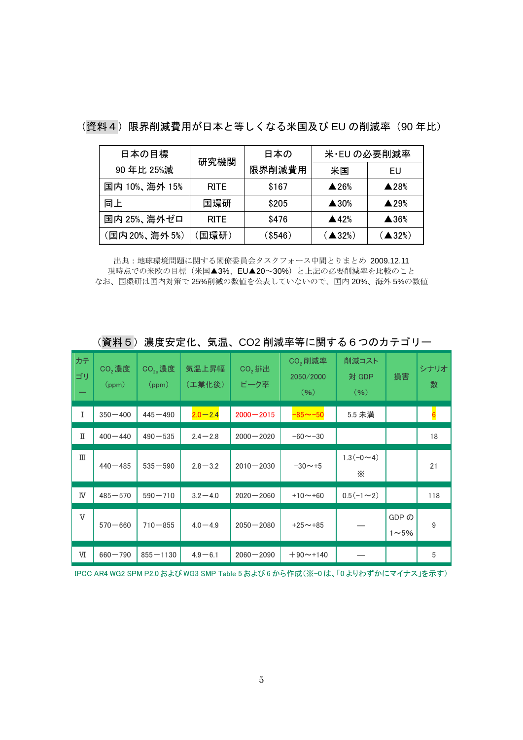（資料４）限界削減費用が日本と等しくなる米国及び EU の削減率（90 年比）

| 日本の目標 90 年比 25%減 | 研究機関 | 日本の 限界削減費用 | 米･EU の必要削減率 | |
|---|---|---|---|---|
| | | | 米国 | EU |
| 国内 10%、海外 15% | RITE | $167 | ▲26% | ▲28% |
| 同上 | 国環研 | $205 | ▲30% | ▲29% |
| 国内 25%、海外ゼロ | RITE | $476 | ▲42% | ▲36% |
| （国内 20%、海外 5%） | （国環研） | （$546） | （▲32%） | （▲32%） |

出典：地球環境問題に関する閣僚委員会タスクフォース中間とりまとめ 2009.12.11
現時点での米欧の目標（米国▲3%、EU▲20～30%）と上記の必要削減率を比較のこと
なお、国環研は国内対策で 25%削減の数値を公表していないので、国内 20%、海外 5%の数値

（資料５）濃度安定化、気温、CO2 削減率等に関する６つのカテゴリー

| カテゴリー | $CO_2$ 濃度 （ppm） | $CO_{2e}$ 濃度 （ppm） | 気温上昇幅 （工業化後） | $CO_2$ 排出 ピーク率 | $CO_2$ 削減率 2050/2000 （%） | 削減コスト 対 GDP （%） | 損害 | シナリオ数 |
|---|---|---|---|---|---|---|---|---|
| Ⅰ | 350－400 | 445－490 | 2.0－2.4 | 2000－2015 | -85～-50 | 5.5 未満 | | 6 |
| Ⅱ | 400－440 | 490－535 | 2.4－2.8 | 2000－2020 | -60～-30 | | | 18 |
| Ⅲ | 440－485 | 535－590 | 2.8－3.2 | 2010－2030 | -30～+5 | 1.3（-0～4） ※ | | 21 |
| Ⅳ | 485－570 | 590－710 | 3.2－4.0 | 2020－2060 | +10～+60 | 0.5（-1～2） | | 118 |
| Ⅴ | 570－660 | 710－855 | 4.0－4.9 | 2050－2080 | +25～+85 | ― | GDP の 1～5% | 9 |
| Ⅵ | 660－790 | 855－1130 | 4.9－6.1 | 2060－2090 | ＋90～+140 | ― | | 5 |

IPCC AR4 WG2 SPM P2.0 および WG3 SMP Table 5 および 6 から作成（※-0 は、「0 よりわずかにマイナス」を示す）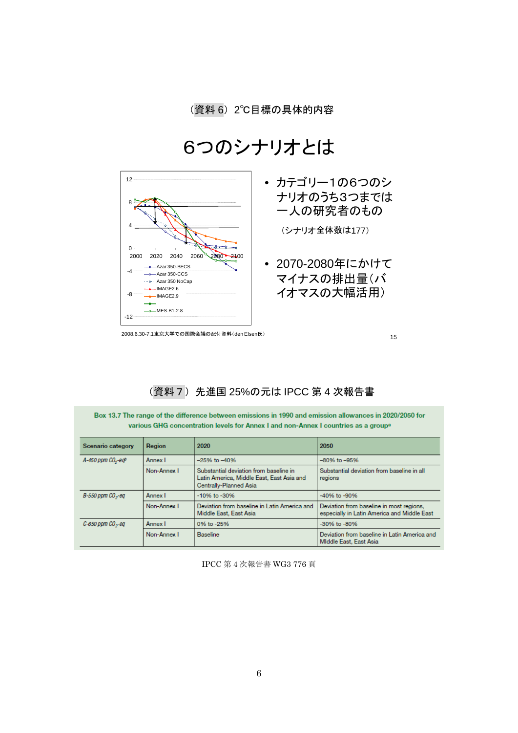（資料 6）2℃目標の具体的内容

# 6つのシナリオとは

- カテゴリー1の6つのシナリオのうち3つまでは一人の研究者のもの

（シナリオ全体数は177）

- 2070-2080年にかけてマイナスの排出量（バイオマスの大幅活用）

2008.6.30-7.1東京大学での国際会議の配付資料（den Elsen氏）

（資料 7）先進国 25%の元は IPCC 第 4 次報告書

**Box 13.7 The range of the difference between emissions in 1990 and emission allowances in 2020/2050 for various GHG concentration levels for Annex I and non-Annex I countries as a group[a]**

| Scenario category | Region | 2020 | 2050 |
|---|---|---|---|
| *A-450 ppm $CO_2$-eq*[b] | Annex I | −25% to −40% | −80% to −95% |
| | Non-Annex I | Substantial deviation from baseline in Latin America, Middle East, East Asia and Centrally-Planned Asia | Substantial deviation from baseline in all regions |
| *B-550 ppm $CO_2$-eq* | Annex I | -10% to -30% | -40% to -90% |
| | Non-Annex I | Deviation from baseline in Latin America and Middle East, East Asia | Deviation from baseline in most regions, especially in Latin America and Middle East |
| *C-650 ppm $CO_2$-eq* | Annex I | 0% to -25% | -30% to -80% |
| | Non-Annex I | Baseline | Deviation from baseline in Latin America and MIddle East, East Asia |

IPCC 第 4 次報告書 WG3 776 頁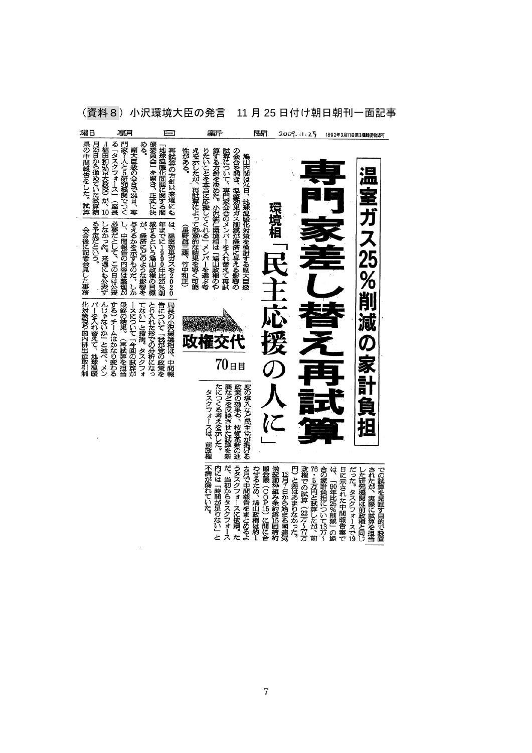（資料８）小沢環境大臣の発言　11 月 25 日付け朝日朝刊一面記事

朝日新聞　2009.11.25　1892年3月11日第3種郵便物認可

# 温室ガス25％削減の家計負担

# 専門家差し替え再試算

## 環境相「民主応援の人に」

政権交代　70日目

鳩山内閣は24日、地球温暖化対策を検討する副大臣級の会合を開き、温室効果ガス削減が経済に与える影響の試算について、専門家会合のメンバーを入れ替えて再試算する方針を決めた。小沢鋭仁環境相は「鳩山政権のやりたいことを本当に応援してくれる」メンバーを選ぶ考えを示したが、再試算によって恣意的な結果を導く可能性がある。（星野眞三雄、竹中和正）

再試算の方針は来週にも「地球温暖化問題に関する閣僚委員会」を開き、正式に決める。

副大臣級の会合で24日、専門家7人と5研究機関でつくる「タスクフォース」（座長＝植田和弘京大教授）が、10月23日から進めていた試算結果の中間報告をした。試算は、温室効果ガスを2020年までに1990年比25％削減するという鳩山政権の目標が、経済にどのような影響を与えるかを示すものだ。しかし、中間報告の内容は整理が必要だとして、この日は公表しなかった。来週にも公表する予定だという。

会合後に記者会見した事務局長の小沢環境相は、中間報告について「我が党の政策をとり入れた形での分析になってない」と指摘。タスクフォースについて「今回の試算が最終の結果。（再試算を担当する）チームはかなり変わるんじゃないか」と述べ、メンバーを入れ替えて、地球温暖化対策税や国内排出量取引制度の導入など民主党が掲げる政策の効果や、技術革新の進展などを反映させた試算を新たにつくる考えを示した。

タスクフォースは、前政権での試算を見直す目的で設置されたが、実際に試算を担当した研究機関は前政権と同じだった。タスクフォースで19日に示された中間報告案では、「90年比25％削減」の場合の家計負担について13万～76・5万円と試算したが、前政権での試算（22万～77万円）と差はあまりなかった。

12月7日から始まる国連気候変動枠組み条約第15回締約国会議（COP15）に間に合わせるため、鳩山政権は約1カ月で中間報告をまとめるようタスクフォースに依頼。ただ、当初からタスクフォース内には「時間が足りない」と不満が漏れていた。